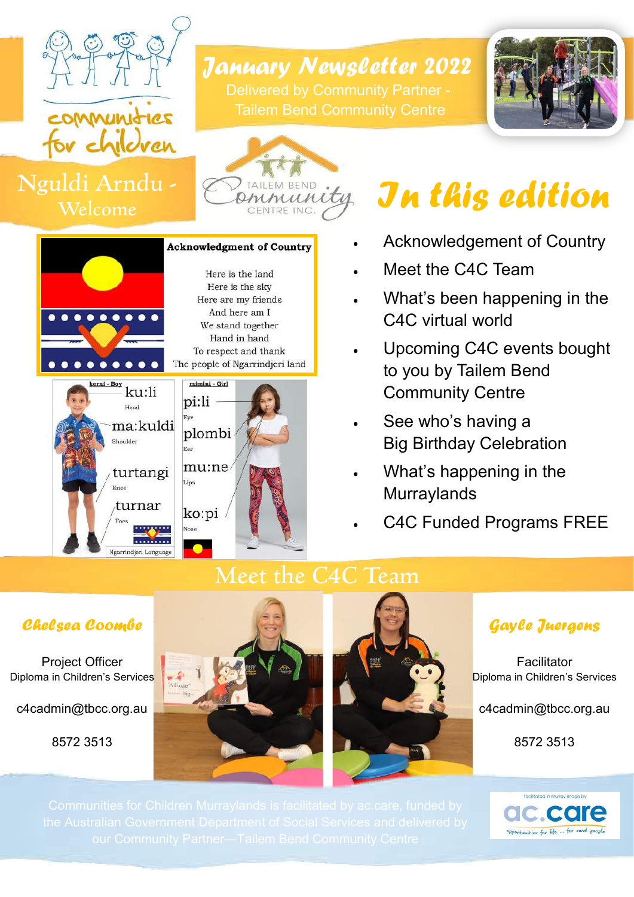communities for children

# January Newsletter 2022

Delivered by Community Partner - Tailem Bend Community Centre

## Nguldi Arndu - Welcome

TAILEM BEND Community CENTRE INC.

## In this edition

- Acknowledgement of Country
- Meet the C4C Team
- What's been happening in the C4C virtual world
- Upcoming C4C events bought to you by Tailem Bend Community Centre
- See who's having a Big Birthday Celebration
- What's happening in the Murraylands
- C4C Funded Programs FREE

### Acknowledgment of Country

Here is the land
Here is the sky
Here are my friends
And here am I
We stand together
Hand in hand
To respect and thank
The people of Ngarrindjeri land

korni - Boy

ku:li
Head

ma:kuldi
Shoulder

turtangi
Knee

turnar
Toes

Ngarrindjeri Language

mimini - Girl

pi:li
Eye

plombi
Ear

mu:ne
Lips

ko:pi
Nose

## Meet the C4C Team

### Chelsea Coombe

Project Officer
Diploma in Children's Services

c4cadmin@tbcc.org.au

8572 3513

### Gayle Juergens

Facilitator
Diploma in Children's Services

c4cadmin@tbcc.org.au

8572 3513

Communities for Children Murraylands is facilitated by ac.care, funded by the Australian Government Department of Social Services and delivered by our Community Partner—Tailem Bend Community Centre

Facilitated in Murray Bridge by ac.care opportunities for life ... for rural people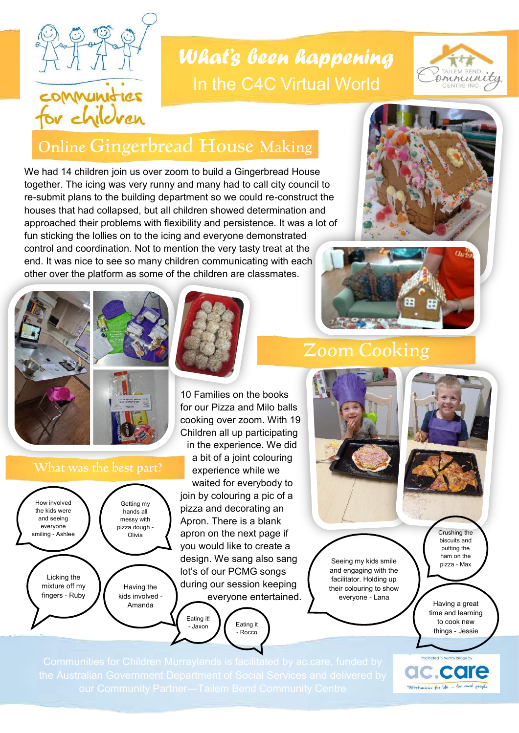# What's been happening

## In the C4C Virtual World

## Online Gingerbread House Making

We had 14 children join us over zoom to build a Gingerbread House together. The icing was very runny and many had to call city council to re-submit plans to the building department so we could re-construct the houses that had collapsed, but all children showed determination and approached their problems with flexibility and persistence. It was a lot of fun sticking the lollies on to the icing and everyone demonstrated control and coordination. Not to mention the very tasty treat at the end. It was nice to see so many children communicating with each other over the platform as some of the children are classmates.

## Zoom Cooking

10 Families on the books for our Pizza and Milo balls cooking over zoom. With 19 Children all up participating in the experience. We did a bit of a joint colouring experience while we waited for everybody to join by colouring a pic of a pizza and decorating an Apron. There is a blank apron on the next page if you would like to create a design. We sang also sang lot's of our PCMG songs during our session keeping everyone entertained.

### What was the best part?

- How involved the kids were and seeing everyone smiling - Ashlee
- Getting my hands all messy with pizza dough - Olivia
- Licking the mixture off my fingers - Ruby
- Having the kids involved - Amanda
- Eating it! - Jaxon
- Eating it - Rocco
- Seeing my kids smile and engaging with the facilitator. Holding up their colouring to show everyone - Lana
- Crushing the biscuits and putting the ham on the pizza - Max
- Having a great time and learning to cook new things - Jessie

Communities for Children Murraylands is facilitated by ac.care, funded by the Australian Government Department of Social Services and delivered by our Community Partner—Tailem Bend Community Centre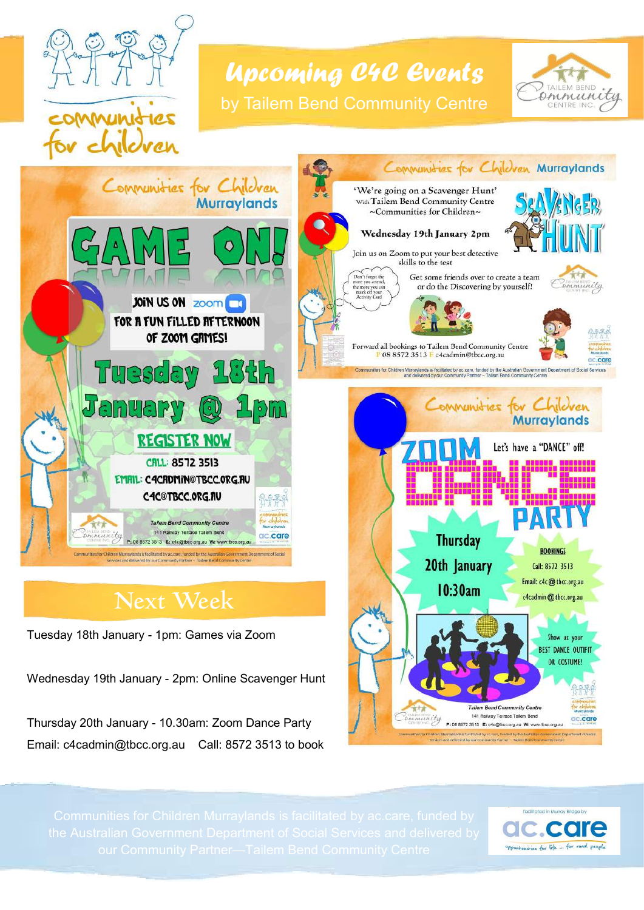# Upcoming C4C Events

by Tailem Bend Community Centre

## Communities for Children Murraylands

### GAME ON!

JOIN US ON zoom

FOR A FUN FILLED AFTERNOON OF ZOOM GAMES!

**Tuesday 18th January @ 1pm**

REGISTER NOW

CALL: 8572 3513

EMAIL: C4CADMIN@TBCC.ORG.AU

C4C@TBCC.ORG.AU

Tailem Bend Community Centre
141 Railway Terrace Tailem Bend
P: 08 8572 3513 E: c4c@tbcc.org.au W: www.tbcc.org.au

Communities for Children Murraylands is facilitated by ac.care, funded by the Australian Government Department of Social Services and delivered by our Community Partner – Tailem Bend Community Centre

## Communities for Children Murraylands

### SCAVENGER HUNT

'We're going on a Scavenger Hunt'
With Tailem Bend Community Centre
~Communities for Children~

**Wednesday 19th January 2pm**

Join us on Zoom to put your best detective skills to the test

Don't forget the more you attend, the more you can mark off your Activity Card

Get some friends over to create a team or do the Discovering by yourself!

Forward all bookings to Tailem Bend Community Centre
P 08 8572 3513 E c4cadmin@tbcc.org.au

Communities for Children Murraylands is facilitated by ac.care, funded by the Australian Government Department of Social Services and delivered by our Community Partner – Tailem Bend Community Centre

## Communities for Children Murraylands

### ZOOM DANCE PARTY

Let's have a "DANCE" off!

**Thursday 20th January 10:30am**

BOOKINGS
Call: 8572 3513
Email: c4c@tbcc.org.au
c4cadmin@tbcc.org.au

Show us your BEST DANCE OUTFIT OR COSTUME!

Tailem Bend Community Centre
141 Railway Terrace Tailem Bend
P: 08 8572 3513 E: c4c@tbcc.org.au W: www.tbcc.org.au

Communities for Children Murraylands is facilitated by ac.care, funded by the Australian Government Department of Social Services and delivered by our Community Partner – Tailem Bend Community Centre

## Next Week

Tuesday 18th January - 1pm: Games via Zoom

Wednesday 19th January - 2pm: Online Scavenger Hunt

Thursday 20th January - 10.30am: Zoom Dance Party

Email: c4cadmin@tbcc.org.au Call: 8572 3513 to book

Communities for Children Murraylands is facilitated by ac.care, funded by the Australian Government Department of Social Services and delivered by our Community Partner—Tailem Bend Community Centre

Facilitated in Murray Bridge by ac.care — opportunities for life ... for rural people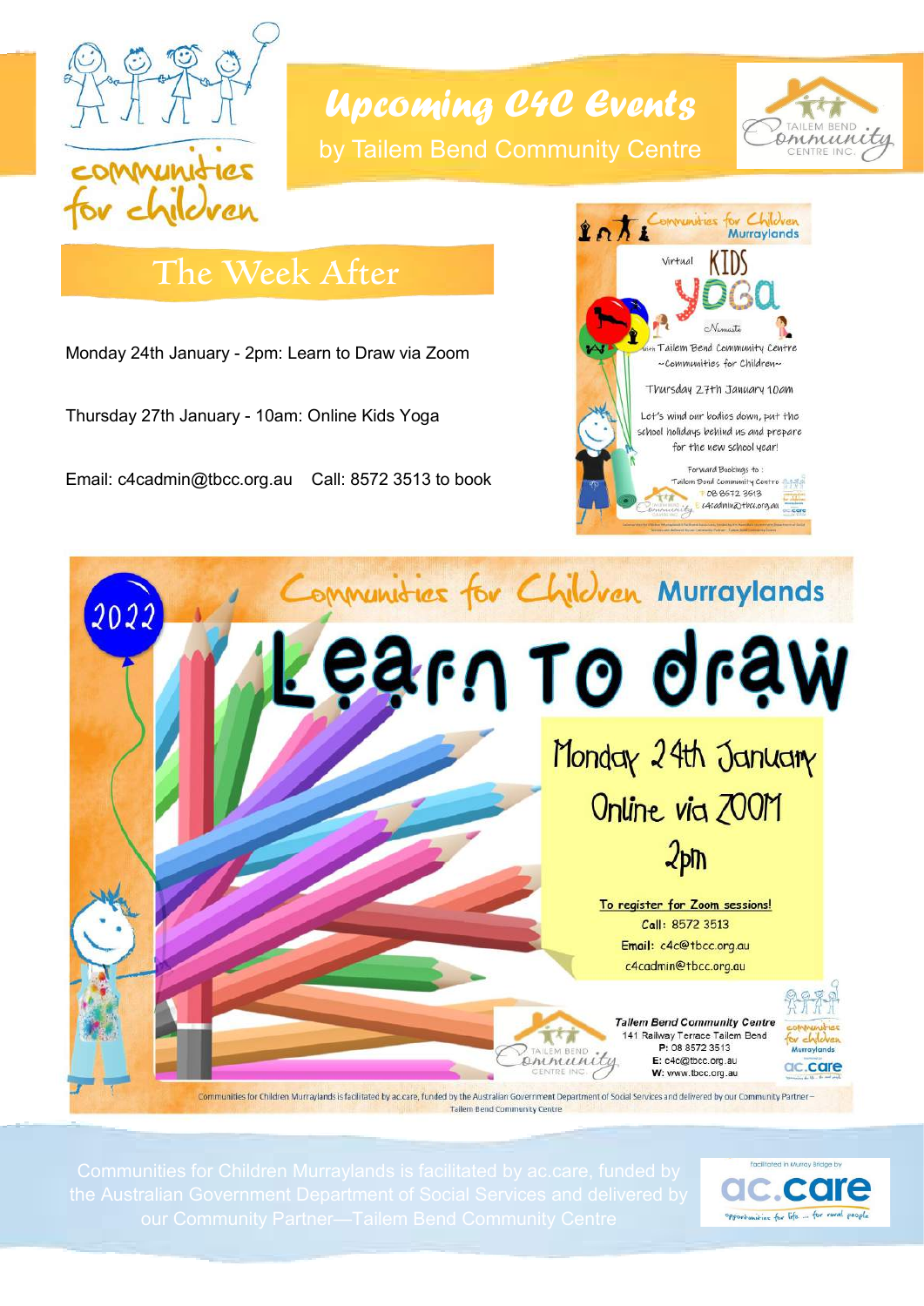# Upcoming C4C Events

by Tailem Bend Community Centre

## The Week After

Monday 24th January - 2pm: Learn to Draw via Zoom

Thursday 27th January - 10am: Online Kids Yoga

Email: c4cadmin@tbcc.org.au    Call: 8572 3513 to book

Communities for Children Murraylands

Virtual KIDS YOGA

Namaste

with Tailem Bend Community Centre ~Communities for Children~

Thursday 27th January 10am

Let's wind our bodies down, put the school holidays behind us and prepare for the new school year!

Forward Bookings to: Tailem Bend Community Centre
P 08 8572 3513
E c4cadmin@tbcc.org.au

Communities for Children Murraylands

2022

Learn To draw

Monday 24th January

Online via ZOOM

2pm

To register for Zoom sessions!

Call: 8572 3513

Email: c4c@tbcc.org.au

c4cadmin@tbcc.org.au

Tailem Bend Community Centre
141 Railway Terrace Tailem Bend
P: 08 8572 3513
E: c4c@tbcc.org.au
W: www.tbcc.org.au

Communities for Children Murraylands is facilitated by ac.care, funded by the Australian Government Department of Social Services and delivered by our Community Partner – Tailem Bend Community Centre

Communities for Children Murraylands is facilitated by ac.care, funded by the Australian Government Department of Social Services and delivered by our Community Partner—Tailem Bend Community Centre

Facilitated in Murray Bridge by ac.care

Opportunities for life ... for rural people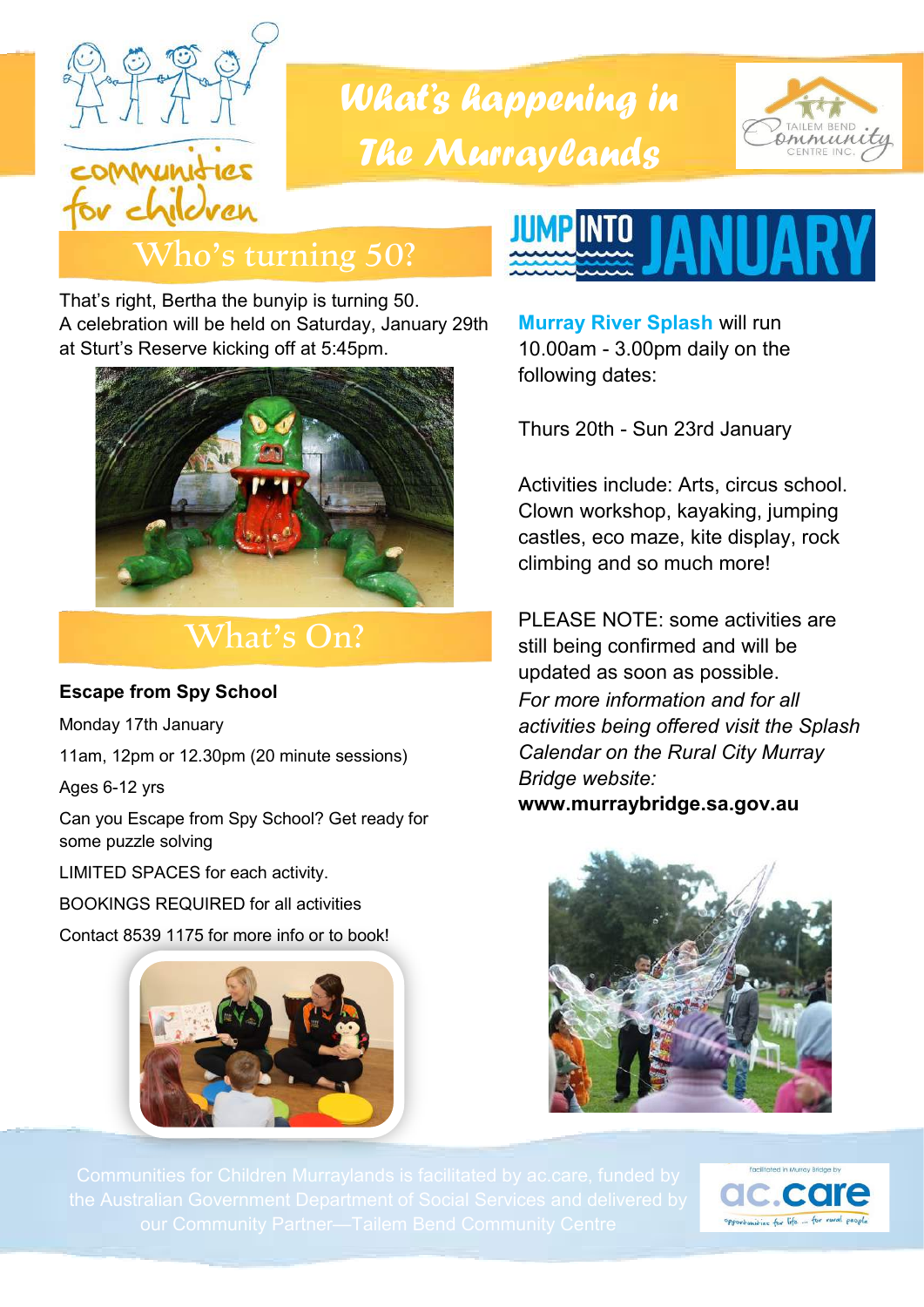# What's happening in The Murraylands

communities for children

TAILEM BEND Community CENTRE INC.

## Who's turning 50?

That's right, Bertha the bunyip is turning 50.
A celebration will be held on Saturday, January 29th at Sturt's Reserve kicking off at 5:45pm.

## What's On?

**Escape from Spy School**

Monday 17th January

11am, 12pm or 12.30pm (20 minute sessions)

Ages 6-12 yrs

Can you Escape from Spy School? Get ready for some puzzle solving

LIMITED SPACES for each activity.

BOOKINGS REQUIRED for all activities

Contact 8539 1175 for more info or to book!

## JUMP INTO JANUARY

**Murray River Splash** will run 10.00am - 3.00pm daily on the following dates:

Thurs 20th - Sun 23rd January

Activities include: Arts, circus school. Clown workshop, kayaking, jumping castles, eco maze, kite display, rock climbing and so much more!

PLEASE NOTE: some activities are still being confirmed and will be updated as soon as possible.
*For more information and for all activities being offered visit the Splash Calendar on the Rural City Murray Bridge website:*
**www.murraybridge.sa.gov.au**

Communities for Children Murraylands is facilitated by ac.care, funded by the Australian Government Department of Social Services and delivered by our Community Partner—Tailem Bend Community Centre

Facilitated in Murray Bridge by ac.care opportunities for life ... for rural people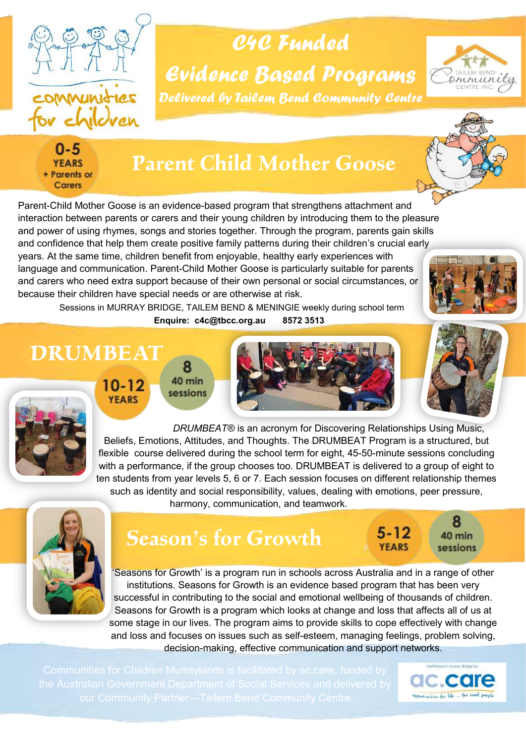communities for children

# C4C Funded Evidence Based Programs

*Delivered by Tailem Bend Community Centre*

Tailem Bend Community Centre Inc.

## Parent Child Mother Goose

**0-5 YEARS + Parents or Carers**

Parent-Child Mother Goose is an evidence-based program that strengthens attachment and interaction between parents or carers and their young children by introducing them to the pleasure and power of using rhymes, songs and stories together. Through the program, parents gain skills and confidence that help them create positive family patterns during their children's crucial early years. At the same time, children benefit from enjoyable, healthy early experiences with language and communication. Parent-Child Mother Goose is particularly suitable for parents and carers who need extra support because of their own personal or social circumstances, or because their children have special needs or are otherwise at risk.

Sessions in MURRAY BRIDGE, TAILEM BEND & MENINGIE weekly during school term

**Enquire: c4c@tbcc.org.au 8572 3513**

## DRUMBEAT

**10-12 YEARS**

**8 40 min sessions**

*DRUMBEAT®* is an acronym for Discovering Relationships Using Music, Beliefs, Emotions, Attitudes, and Thoughts. The DRUMBEAT Program is a structured, but flexible course delivered during the school term for eight, 45-50-minute sessions concluding with a performance, if the group chooses too. DRUMBEAT is delivered to a group of eight to ten students from year levels 5, 6 or 7. Each session focuses on different relationship themes such as identity and social responsibility, values, dealing with emotions, peer pressure, harmony, communication, and teamwork.

## Season's for Growth

**5-12 YEARS**

**8 40 min sessions**

'Seasons for Growth' is a program run in schools across Australia and in a range of other institutions. Seasons for Growth is an evidence based program that has been very successful in contributing to the social and emotional wellbeing of thousands of children. Seasons for Growth is a program which looks at change and loss that affects all of us at some stage in our lives. The program aims to provide skills to cope effectively with change and loss and focuses on issues such as self-esteem, managing feelings, problem solving, decision-making, effective communication and support networks.

Communities for Children Murraylands is facilitated by ac.care, funded by the Australian Government Department of Social Services and delivered by our Community Partner—Tailem Bend Community Centre

Facilitated in Murray Bridge by ac.care opportunities for life ... for rural people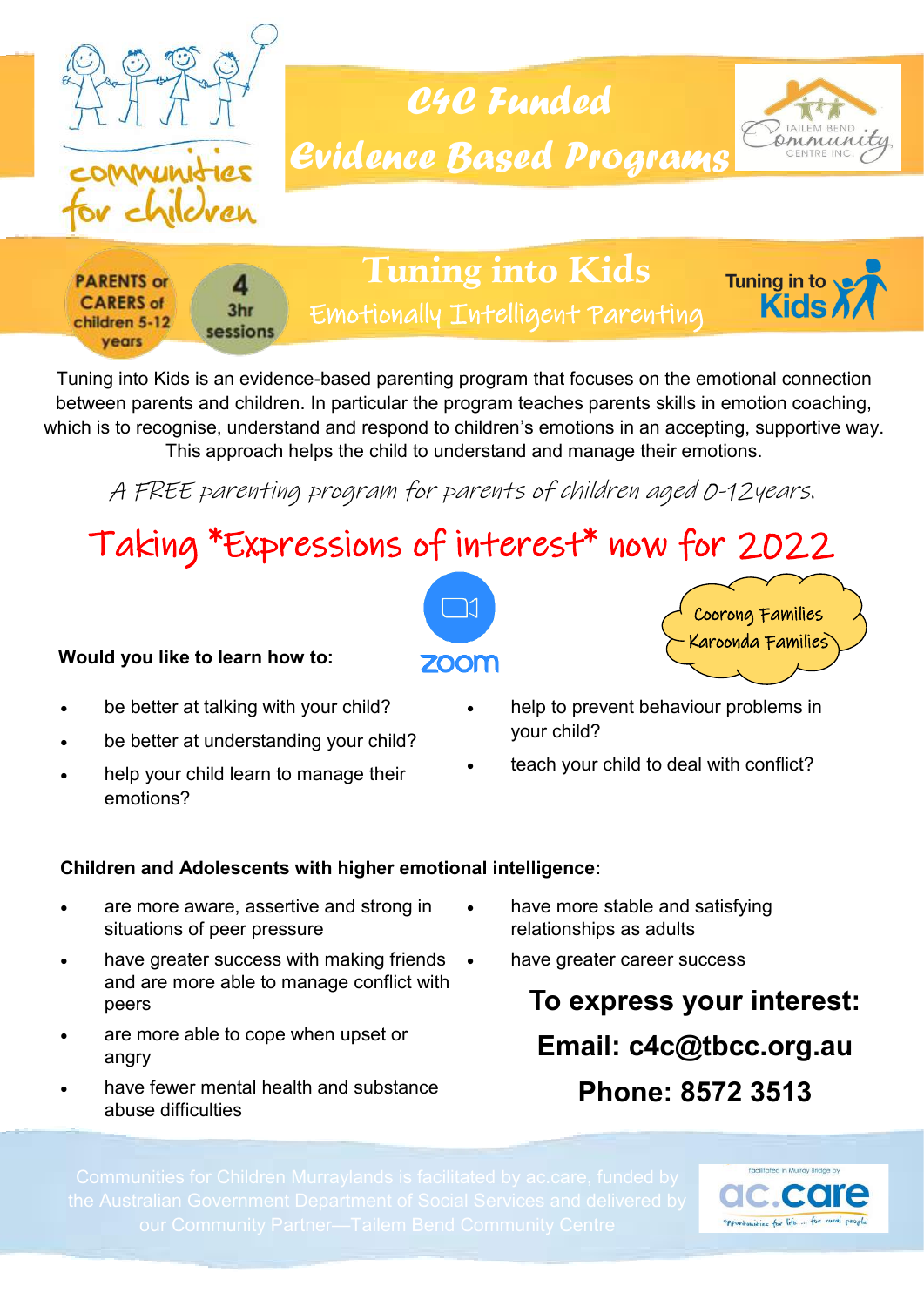communities for children

# C4C Funded Evidence Based Programs

TAILEM BEND Community CENTRE INC.

PARENTS or CARERS of children 5-12 years

4 3hr sessions

## Tuning into Kids

Emotionally Intelligent Parenting

Tuning in to Kids

Tuning into Kids is an evidence-based parenting program that focuses on the emotional connection between parents and children. In particular the program teaches parents skills in emotion coaching, which is to recognise, understand and respond to children's emotions in an accepting, supportive way. This approach helps the child to understand and manage their emotions.

*A FREE parenting program for parents of children aged 0-12years.*

## Taking *Expressions of interest* now for 2022

zoom

Coorong Families
Karoonda Families

**Would you like to learn how to:**

- be better at talking with your child?
- be better at understanding your child?
- help your child learn to manage their emotions?
- help to prevent behaviour problems in your child?
- teach your child to deal with conflict?

**Children and Adolescents with higher emotional intelligence:**

- are more aware, assertive and strong in situations of peer pressure
- have greater success with making friends and are more able to manage conflict with peers
- are more able to cope when upset or angry
- have fewer mental health and substance abuse difficulties
- have more stable and satisfying relationships as adults
- have greater career success

**To express your interest:**

**Email: c4c@tbcc.org.au**

**Phone: 8572 3513**

Communities for Children Murraylands is facilitated by ac.care, funded by the Australian Government Department of Social Services and delivered by our Community Partner—Tailem Bend Community Centre

facilitated in Murray Bridge by ac.care opportunities for life ... for rural people